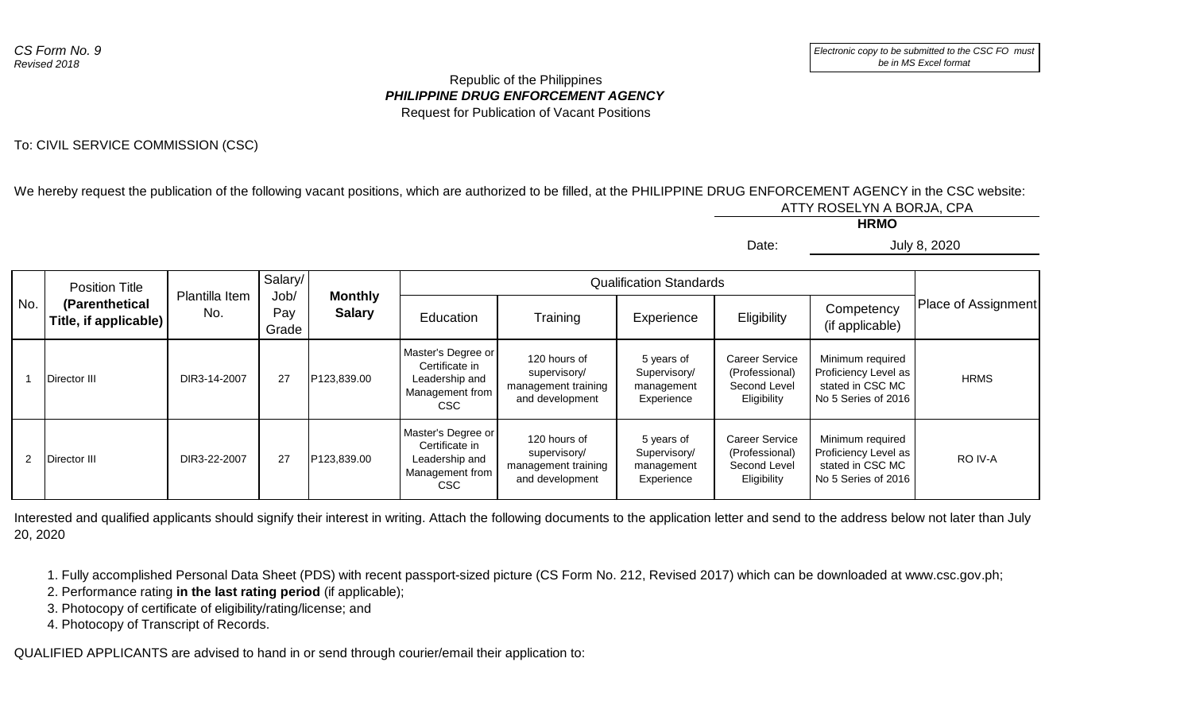*CS Form No. 9*
*Revised 2018*

*Electronic copy to be submitted to the CSC FO must be in MS Excel format*

Republic of the Philippines
***PHILIPPINE DRUG ENFORCEMENT AGENCY***
Request for Publication of Vacant Positions

To: CIVIL SERVICE COMMISSION (CSC)

We hereby request the publication of the following vacant positions, which are authorized to be filled, at the PHILIPPINE DRUG ENFORCEMENT AGENCY in the CSC website:

ATTY ROSELYN A BORJA, CPA
**HRMO**

Date: July 8, 2020

| No. | Position Title **(Parenthetical Title, if applicable)** | Plantilla Item No. | Salary/ Job/ Pay Grade | **Monthly Salary** | Qualification Standards | | | | | Place of Assignment |
|---|---|---|---|---|---|---|---|---|---|---|
| | | | | | Education | Training | Experience | Eligibility | Competency (if applicable) | |
| 1 | Director III | DIR3-14-2007 | 27 | P123,839.00 | Master's Degree or Certificate in Leadership and Management from CSC | 120 hours of supervisory/ management training and development | 5 years of Supervisory/ management Experience | Career Service (Professional) Second Level Eligibility | Minimum required Proficiency Level as stated in CSC MC No 5 Series of 2016 | HRMS |
| 2 | Director III | DIR3-22-2007 | 27 | P123,839.00 | Master's Degree or Certificate in Leadership and Management from CSC | 120 hours of supervisory/ management training and development | 5 years of Supervisory/ management Experience | Career Service (Professional) Second Level Eligibility | Minimum required Proficiency Level as stated in CSC MC No 5 Series of 2016 | RO IV-A |

Interested and qualified applicants should signify their interest in writing. Attach the following documents to the application letter and send to the address below not later than July 20, 2020

1. Fully accomplished Personal Data Sheet (PDS) with recent passport-sized picture (CS Form No. 212, Revised 2017) which can be downloaded at www.csc.gov.ph;
2. Performance rating **in the last rating period** (if applicable);
3. Photocopy of certificate of eligibility/rating/license; and
4. Photocopy of Transcript of Records.

QUALIFIED APPLICANTS are advised to hand in or send through courier/email their application to: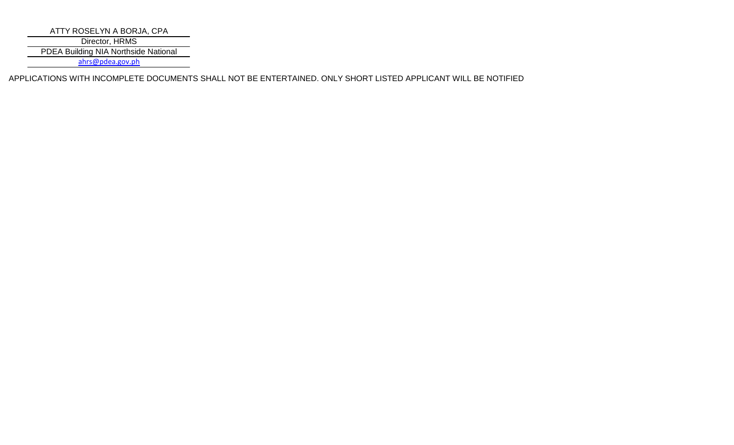ATTY ROSELYN A BORJA, CPA

Director, HRMS

PDEA Building NIA Northside National

ahrs@pdea.gov.ph

APPLICATIONS WITH INCOMPLETE DOCUMENTS SHALL NOT BE ENTERTAINED. ONLY SHORT LISTED APPLICANT WILL BE NOTIFIED